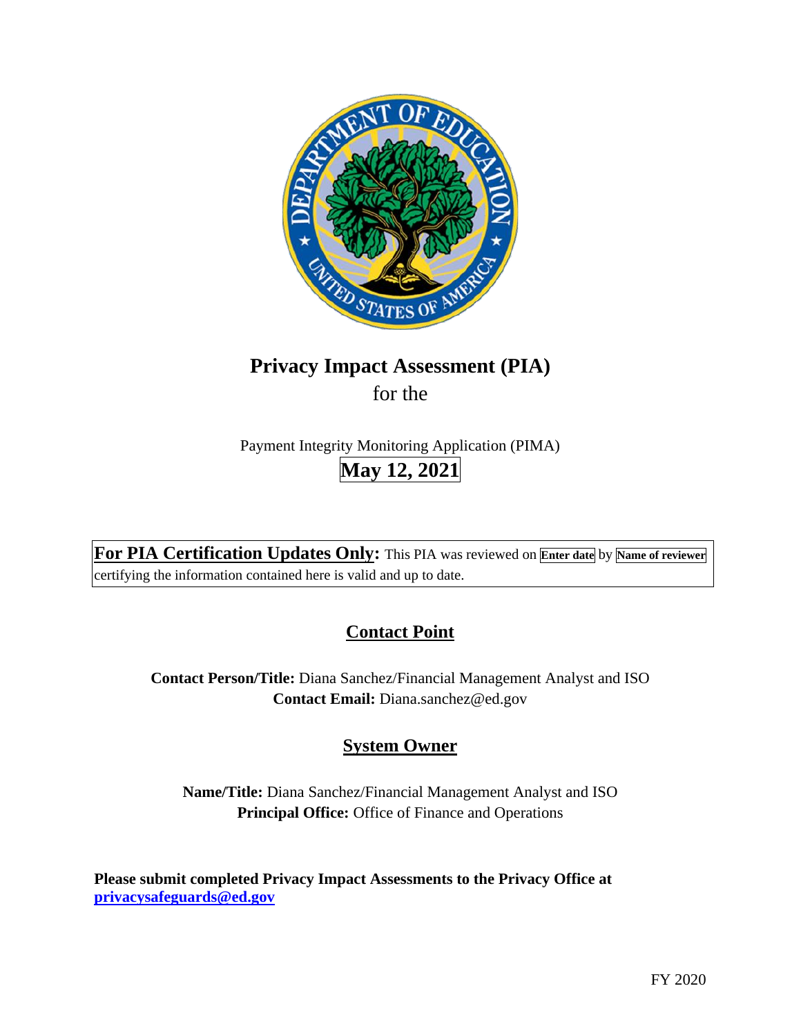# Privacy Impact Assessment (PIA)

for the

Payment Integrity Monitoring Application (PIMA)

**May 12, 2021**

**For PIA Certification Updates Only:** This PIA was reviewed on **Enter date** by **Name of reviewer** certifying the information contained here is valid and up to date.

## Contact Point

**Contact Person/Title:** Diana Sanchez/Financial Management Analyst and ISO
**Contact Email:** Diana.sanchez@ed.gov

## System Owner

**Name/Title:** Diana Sanchez/Financial Management Analyst and ISO
**Principal Office:** Office of Finance and Operations

**Please submit completed Privacy Impact Assessments to the Privacy Office at privacysafeguards@ed.gov**

FY 2020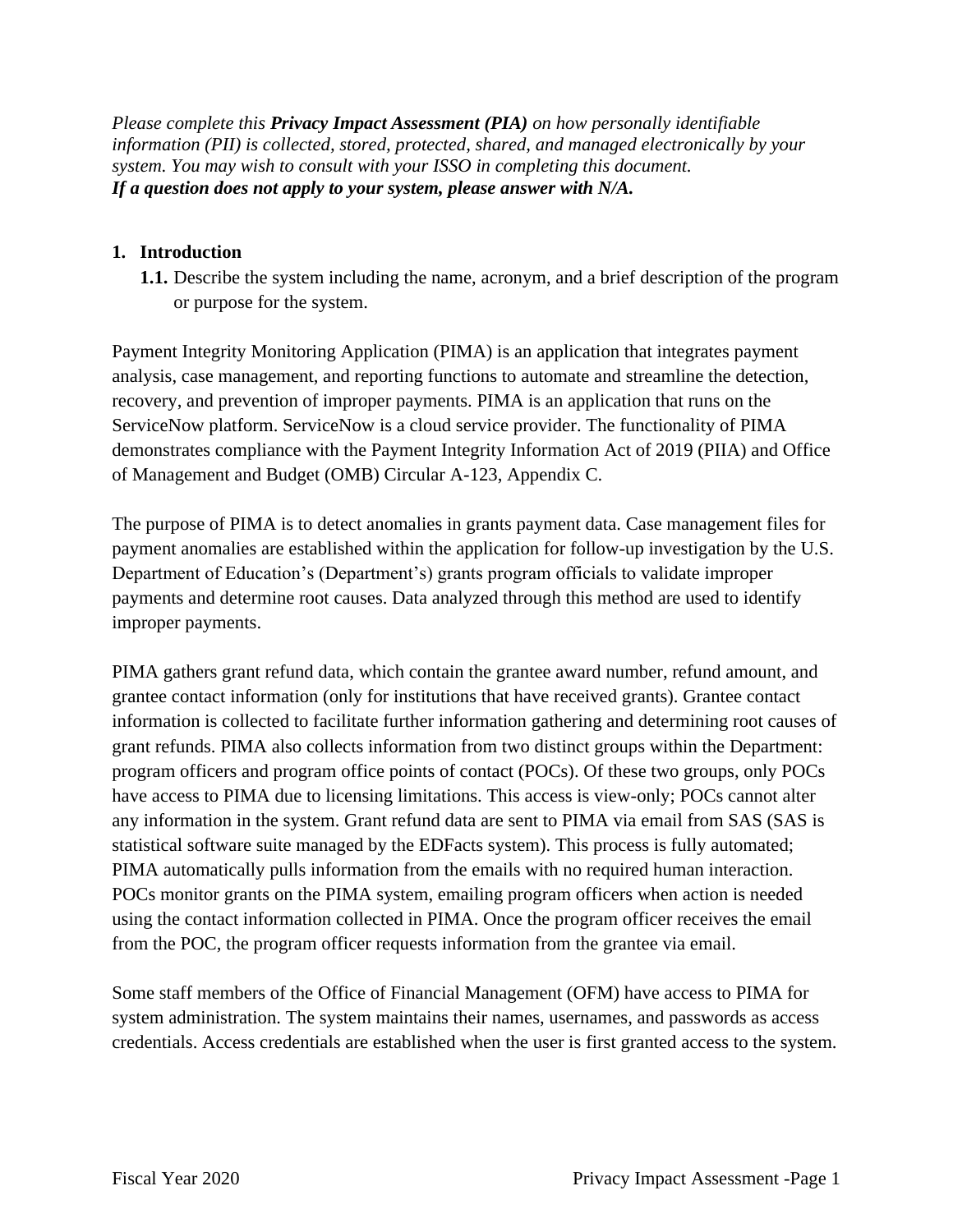*Please complete this **Privacy Impact Assessment (PIA)** on how personally identifiable information (PII) is collected, stored, protected, shared, and managed electronically by your system. You may wish to consult with your ISSO in completing this document.*
***If a question does not apply to your system, please answer with N/A.***

1. **Introduction**
   **1.1.** Describe the system including the name, acronym, and a brief description of the program or purpose for the system.

Payment Integrity Monitoring Application (PIMA) is an application that integrates payment analysis, case management, and reporting functions to automate and streamline the detection, recovery, and prevention of improper payments. PIMA is an application that runs on the ServiceNow platform. ServiceNow is a cloud service provider. The functionality of PIMA demonstrates compliance with the Payment Integrity Information Act of 2019 (PIIA) and Office of Management and Budget (OMB) Circular A-123, Appendix C.

The purpose of PIMA is to detect anomalies in grants payment data. Case management files for payment anomalies are established within the application for follow-up investigation by the U.S. Department of Education's (Department's) grants program officials to validate improper payments and determine root causes. Data analyzed through this method are used to identify improper payments.

PIMA gathers grant refund data, which contain the grantee award number, refund amount, and grantee contact information (only for institutions that have received grants). Grantee contact information is collected to facilitate further information gathering and determining root causes of grant refunds. PIMA also collects information from two distinct groups within the Department: program officers and program office points of contact (POCs). Of these two groups, only POCs have access to PIMA due to licensing limitations. This access is view-only; POCs cannot alter any information in the system. Grant refund data are sent to PIMA via email from SAS (SAS is statistical software suite managed by the EDFacts system). This process is fully automated; PIMA automatically pulls information from the emails with no required human interaction. POCs monitor grants on the PIMA system, emailing program officers when action is needed using the contact information collected in PIMA. Once the program officer receives the email from the POC, the program officer requests information from the grantee via email.

Some staff members of the Office of Financial Management (OFM) have access to PIMA for system administration. The system maintains their names, usernames, and passwords as access credentials. Access credentials are established when the user is first granted access to the system.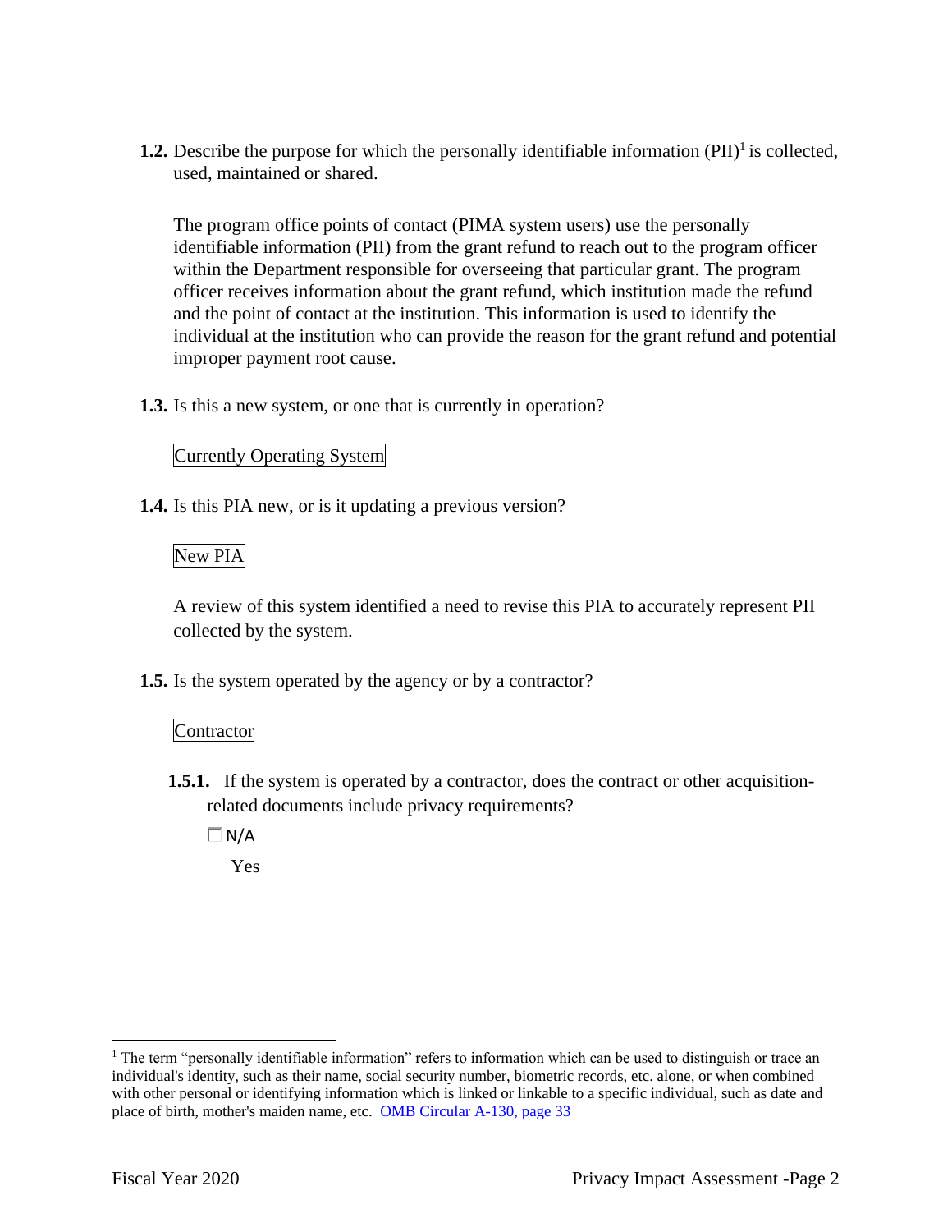**1.2.** Describe the purpose for which the personally identifiable information (PII)[1] is collected, used, maintained or shared.

The program office points of contact (PIMA system users) use the personally identifiable information (PII) from the grant refund to reach out to the program officer within the Department responsible for overseeing that particular grant. The program officer receives information about the grant refund, which institution made the refund and the point of contact at the institution. This information is used to identify the individual at the institution who can provide the reason for the grant refund and potential improper payment root cause.

**1.3.** Is this a new system, or one that is currently in operation?

Currently Operating System

**1.4.** Is this PIA new, or is it updating a previous version?

New PIA

A review of this system identified a need to revise this PIA to accurately represent PII collected by the system.

**1.5.** Is the system operated by the agency or by a contractor?

Contractor

**1.5.1.** If the system is operated by a contractor, does the contract or other acquisition-related documents include privacy requirements?

☐ N/A

Yes

[1] The term "personally identifiable information" refers to information which can be used to distinguish or trace an individual's identity, such as their name, social security number, biometric records, etc. alone, or when combined with other personal or identifying information which is linked or linkable to a specific individual, such as date and place of birth, mother's maiden name, etc. [OMB Circular A-130, page 33]()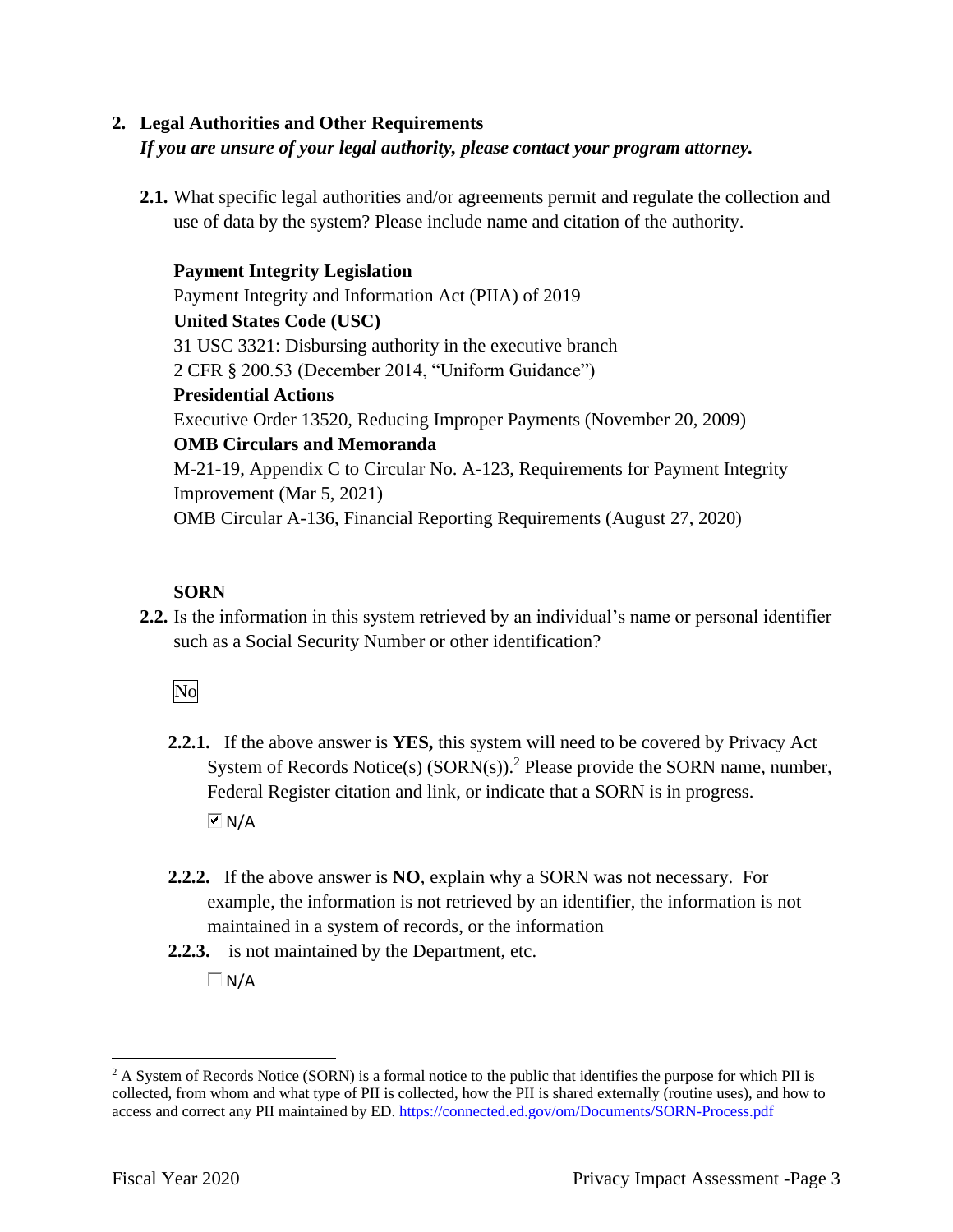## 2. Legal Authorities and Other Requirements

*If you are unsure of your legal authority, please contact your program attorney.*

**2.1.** What specific legal authorities and/or agreements permit and regulate the collection and use of data by the system? Please include name and citation of the authority.

**Payment Integrity Legislation**
Payment Integrity and Information Act (PIIA) of 2019
**United States Code (USC)**
31 USC 3321: Disbursing authority in the executive branch
2 CFR § 200.53 (December 2014, "Uniform Guidance")
**Presidential Actions**
Executive Order 13520, Reducing Improper Payments (November 20, 2009)
**OMB Circulars and Memoranda**
M-21-19, Appendix C to Circular No. A-123, Requirements for Payment Integrity Improvement (Mar 5, 2021)
OMB Circular A-136, Financial Reporting Requirements (August 27, 2020)

### SORN

**2.2.** Is the information in this system retrieved by an individual's name or personal identifier such as a Social Security Number or other identification?

No

**2.2.1.** If the above answer is **YES,** this system will need to be covered by Privacy Act System of Records Notice(s) (SORN(s)).[2] Please provide the SORN name, number, Federal Register citation and link, or indicate that a SORN is in progress.

☑ N/A

**2.2.2.** If the above answer is **NO**, explain why a SORN was not necessary. For example, the information is not retrieved by an identifier, the information is not maintained in a system of records, or the information

**2.2.3.** is not maintained by the Department, etc.

☐ N/A

---

[2] A System of Records Notice (SORN) is a formal notice to the public that identifies the purpose for which PII is collected, from whom and what type of PII is collected, how the PII is shared externally (routine uses), and how to access and correct any PII maintained by ED. https://connected.ed.gov/om/Documents/SORN-Process.pdf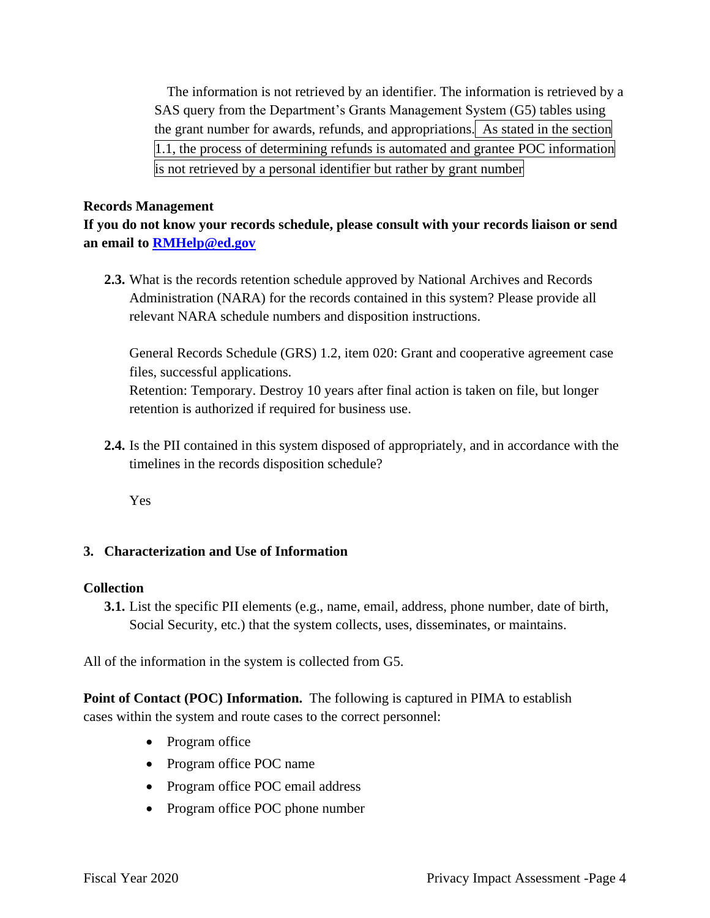The information is not retrieved by an identifier. The information is retrieved by a SAS query from the Department's Grants Management System (G5) tables using the grant number for awards, refunds, and appropriations. As stated in the section 1.1, the process of determining refunds is automated and grantee POC information is not retrieved by a personal identifier but rather by grant number

**Records Management**

**If you do not know your records schedule, please consult with your records liaison or send an email to [RMHelp@ed.gov](mailto:RMHelp@ed.gov)**

**2.3.** What is the records retention schedule approved by National Archives and Records Administration (NARA) for the records contained in this system? Please provide all relevant NARA schedule numbers and disposition instructions.

General Records Schedule (GRS) 1.2, item 020: Grant and cooperative agreement case files, successful applications.
Retention: Temporary. Destroy 10 years after final action is taken on file, but longer retention is authorized if required for business use.

**2.4.** Is the PII contained in this system disposed of appropriately, and in accordance with the timelines in the records disposition schedule?

Yes

## 3. Characterization and Use of Information

**Collection**

**3.1.** List the specific PII elements (e.g., name, email, address, phone number, date of birth, Social Security, etc.) that the system collects, uses, disseminates, or maintains.

All of the information in the system is collected from G5.

**Point of Contact (POC) Information.** The following is captured in PIMA to establish cases within the system and route cases to the correct personnel:

- Program office
- Program office POC name
- Program office POC email address
- Program office POC phone number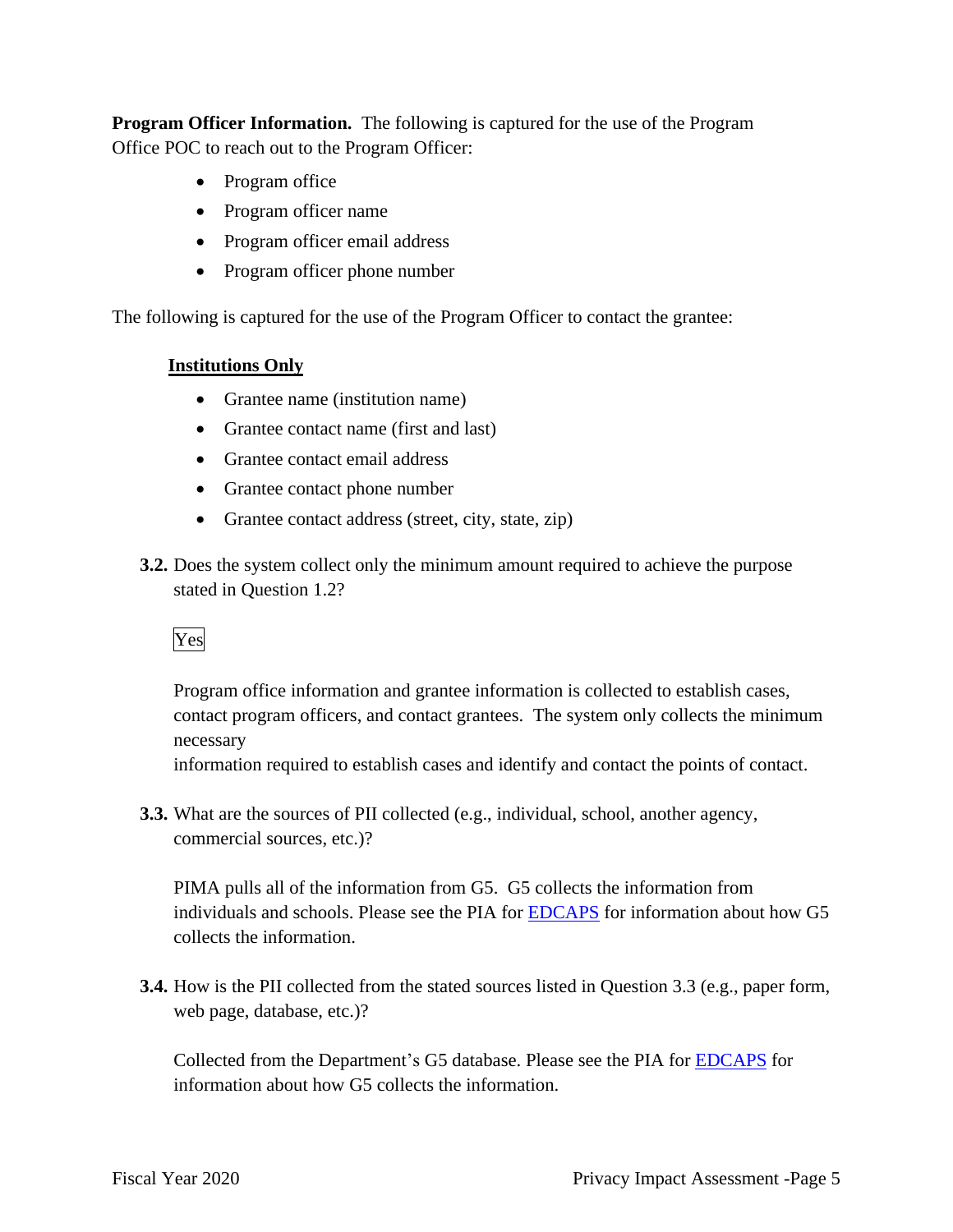**Program Officer Information.** The following is captured for the use of the Program Office POC to reach out to the Program Officer:

- Program office
- Program officer name
- Program officer email address
- Program officer phone number

The following is captured for the use of the Program Officer to contact the grantee:

**Institutions Only**

- Grantee name (institution name)
- Grantee contact name (first and last)
- Grantee contact email address
- Grantee contact phone number
- Grantee contact address (street, city, state, zip)

**3.2.** Does the system collect only the minimum amount required to achieve the purpose stated in Question 1.2?

Yes

Program office information and grantee information is collected to establish cases, contact program officers, and contact grantees. The system only collects the minimum necessary information required to establish cases and identify and contact the points of contact.

**3.3.** What are the sources of PII collected (e.g., individual, school, another agency, commercial sources, etc.)?

PIMA pulls all of the information from G5. G5 collects the information from individuals and schools. Please see the PIA for EDCAPS for information about how G5 collects the information.

**3.4.** How is the PII collected from the stated sources listed in Question 3.3 (e.g., paper form, web page, database, etc.)?

Collected from the Department's G5 database. Please see the PIA for EDCAPS for information about how G5 collects the information.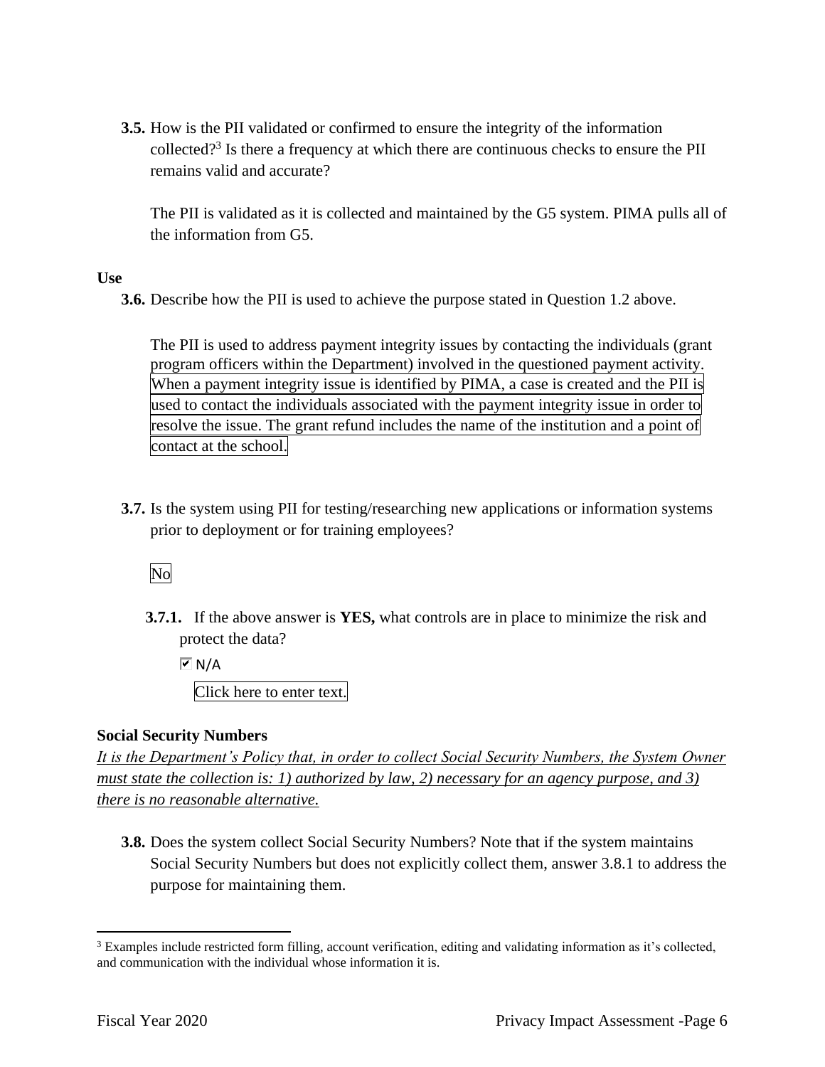**3.5.** How is the PII validated or confirmed to ensure the integrity of the information collected?[3] Is there a frequency at which there are continuous checks to ensure the PII remains valid and accurate?

The PII is validated as it is collected and maintained by the G5 system. PIMA pulls all of the information from G5.

**Use**

**3.6.** Describe how the PII is used to achieve the purpose stated in Question 1.2 above.

The PII is used to address payment integrity issues by contacting the individuals (grant program officers within the Department) involved in the questioned payment activity. When a payment integrity issue is identified by PIMA, a case is created and the PII is used to contact the individuals associated with the payment integrity issue in order to resolve the issue. The grant refund includes the name of the institution and a point of contact at the school.

**3.7.** Is the system using PII for testing/researching new applications or information systems prior to deployment or for training employees?

No

**3.7.1.** If the above answer is **YES,** what controls are in place to minimize the risk and protect the data?

☑ N/A

Click here to enter text.

**Social Security Numbers**

*It is the Department's Policy that, in order to collect Social Security Numbers, the System Owner must state the collection is: 1) authorized by law, 2) necessary for an agency purpose, and 3) there is no reasonable alternative.*

**3.8.** Does the system collect Social Security Numbers? Note that if the system maintains Social Security Numbers but does not explicitly collect them, answer 3.8.1 to address the purpose for maintaining them.

[3] Examples include restricted form filling, account verification, editing and validating information as it's collected, and communication with the individual whose information it is.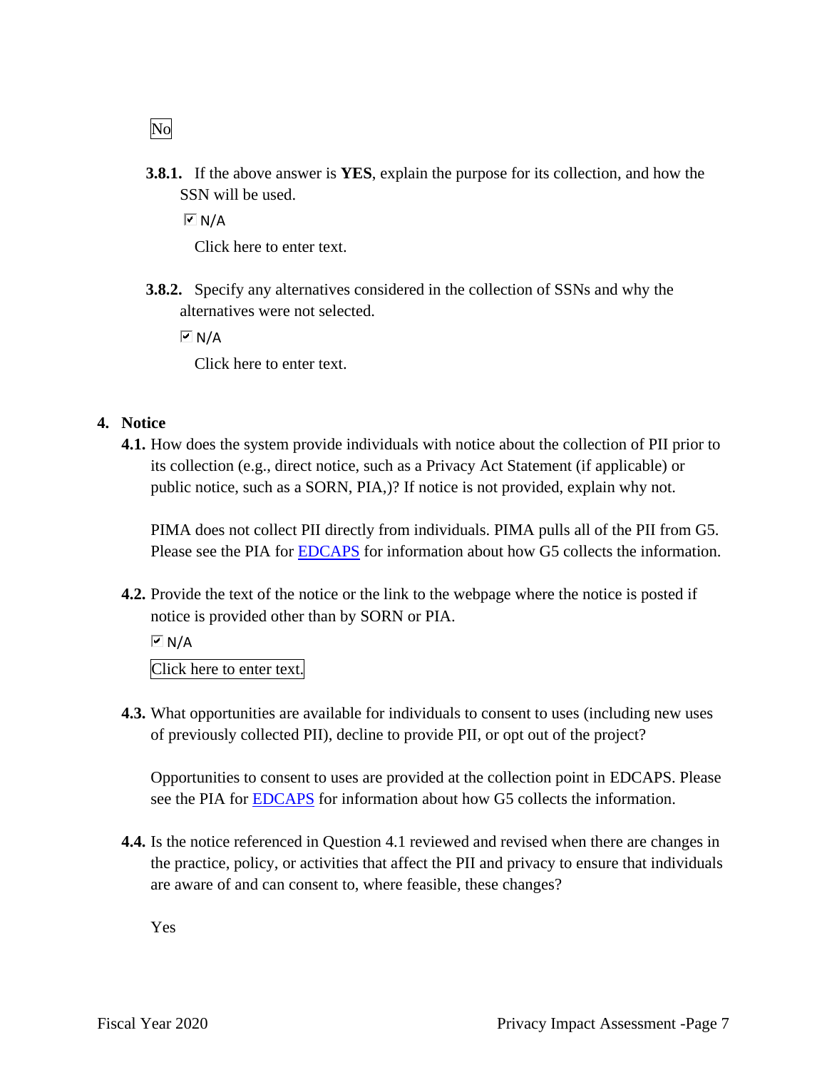No

**3.8.1.** If the above answer is **YES**, explain the purpose for its collection, and how the SSN will be used.

☑ N/A

Click here to enter text.

**3.8.2.** Specify any alternatives considered in the collection of SSNs and why the alternatives were not selected.

☑ N/A

Click here to enter text.

## 4. Notice

**4.1.** How does the system provide individuals with notice about the collection of PII prior to its collection (e.g., direct notice, such as a Privacy Act Statement (if applicable) or public notice, such as a SORN, PIA,)? If notice is not provided, explain why not.

PIMA does not collect PII directly from individuals. PIMA pulls all of the PII from G5. Please see the PIA for EDCAPS for information about how G5 collects the information.

**4.2.** Provide the text of the notice or the link to the webpage where the notice is posted if notice is provided other than by SORN or PIA.

☑ N/A

Click here to enter text.

**4.3.** What opportunities are available for individuals to consent to uses (including new uses of previously collected PII), decline to provide PII, or opt out of the project?

Opportunities to consent to uses are provided at the collection point in EDCAPS. Please see the PIA for EDCAPS for information about how G5 collects the information.

**4.4.** Is the notice referenced in Question 4.1 reviewed and revised when there are changes in the practice, policy, or activities that affect the PII and privacy to ensure that individuals are aware of and can consent to, where feasible, these changes?

Yes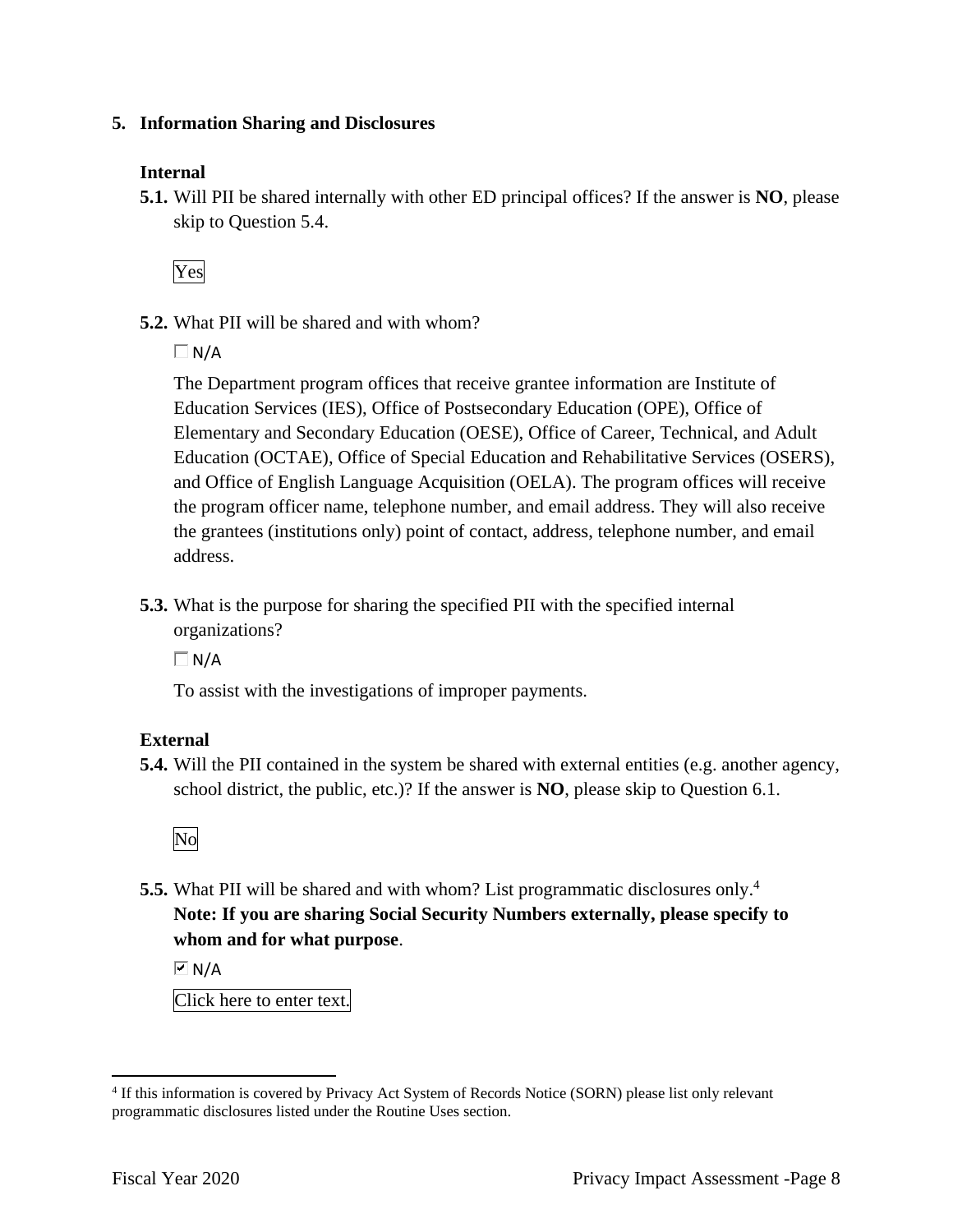## 5. Information Sharing and Disclosures

### Internal

**5.1.** Will PII be shared internally with other ED principal offices? If the answer is **NO**, please skip to Question 5.4.

Yes

**5.2.** What PII will be shared and with whom?

☐ N/A

The Department program offices that receive grantee information are Institute of Education Services (IES), Office of Postsecondary Education (OPE), Office of Elementary and Secondary Education (OESE), Office of Career, Technical, and Adult Education (OCTAE), Office of Special Education and Rehabilitative Services (OSERS), and Office of English Language Acquisition (OELA). The program offices will receive the program officer name, telephone number, and email address. They will also receive the grantees (institutions only) point of contact, address, telephone number, and email address.

**5.3.** What is the purpose for sharing the specified PII with the specified internal organizations?

☐ N/A

To assist with the investigations of improper payments.

### External

**5.4.** Will the PII contained in the system be shared with external entities (e.g. another agency, school district, the public, etc.)? If the answer is **NO**, please skip to Question 6.1.

No

**5.5.** What PII will be shared and with whom? List programmatic disclosures only.[4]
**Note: If you are sharing Social Security Numbers externally, please specify to whom and for what purpose**.

☑ N/A

Click here to enter text.

---

[4] If this information is covered by Privacy Act System of Records Notice (SORN) please list only relevant programmatic disclosures listed under the Routine Uses section.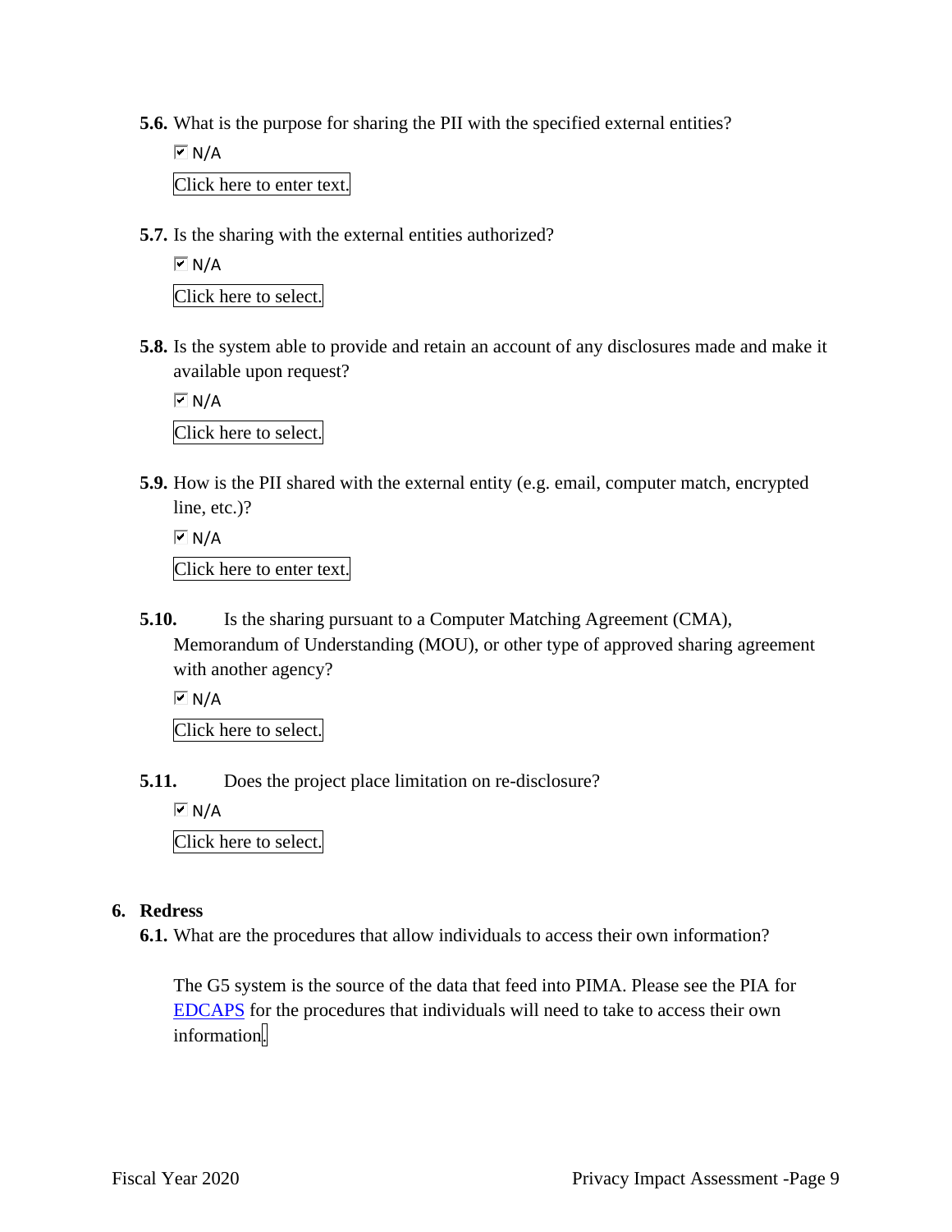**5.6.** What is the purpose for sharing the PII with the specified external entities?

☑ N/A

Click here to enter text.

**5.7.** Is the sharing with the external entities authorized?

☑ N/A

Click here to select.

**5.8.** Is the system able to provide and retain an account of any disclosures made and make it available upon request?

☑ N/A

Click here to select.

**5.9.** How is the PII shared with the external entity (e.g. email, computer match, encrypted line, etc.)?

☑ N/A

Click here to enter text.

**5.10.** Is the sharing pursuant to a Computer Matching Agreement (CMA), Memorandum of Understanding (MOU), or other type of approved sharing agreement with another agency?

☑ N/A

Click here to select.

**5.11.** Does the project place limitation on re-disclosure?

☑ N/A

Click here to select.

## 6. Redress

**6.1.** What are the procedures that allow individuals to access their own information?

The G5 system is the source of the data that feed into PIMA. Please see the PIA for EDCAPS for the procedures that individuals will need to take to access their own information.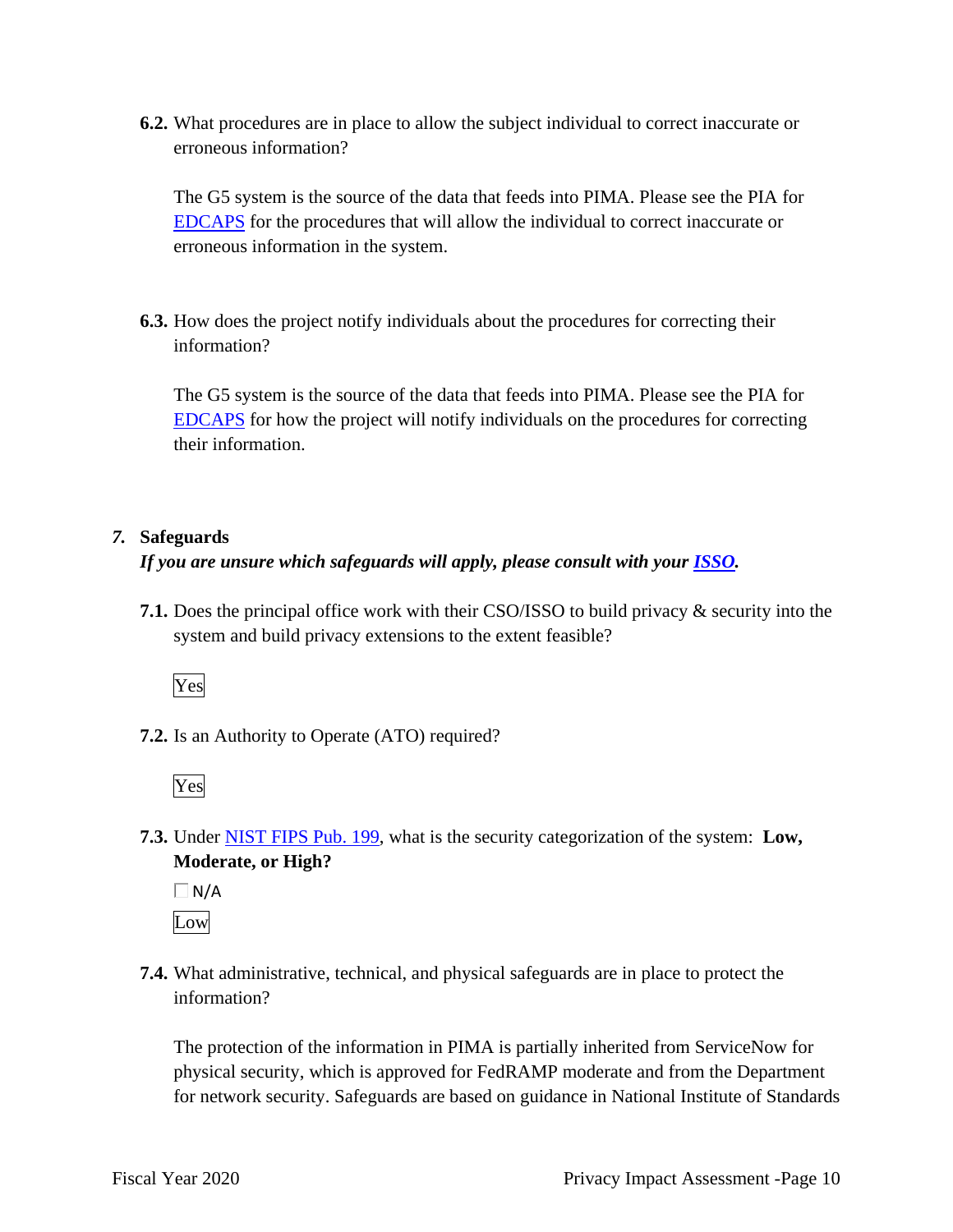**6.2.** What procedures are in place to allow the subject individual to correct inaccurate or erroneous information?

The G5 system is the source of the data that feeds into PIMA. Please see the PIA for [EDCAPS](EDCAPS) for the procedures that will allow the individual to correct inaccurate or erroneous information in the system.

**6.3.** How does the project notify individuals about the procedures for correcting their information?

The G5 system is the source of the data that feeds into PIMA. Please see the PIA for [EDCAPS](EDCAPS) for how the project will notify individuals on the procedures for correcting their information.

## *7.* Safeguards

***If you are unsure which safeguards will apply, please consult with your [ISSO](ISSO).***

**7.1.** Does the principal office work with their CSO/ISSO to build privacy & security into the system and build privacy extensions to the extent feasible?

Yes

**7.2.** Is an Authority to Operate (ATO) required?

Yes

**7.3.** Under [NIST FIPS Pub. 199](NIST FIPS Pub. 199), what is the security categorization of the system: **Low, Moderate, or High?**

☐ N/A

Low

**7.4.** What administrative, technical, and physical safeguards are in place to protect the information?

The protection of the information in PIMA is partially inherited from ServiceNow for physical security, which is approved for FedRAMP moderate and from the Department for network security. Safeguards are based on guidance in National Institute of Standards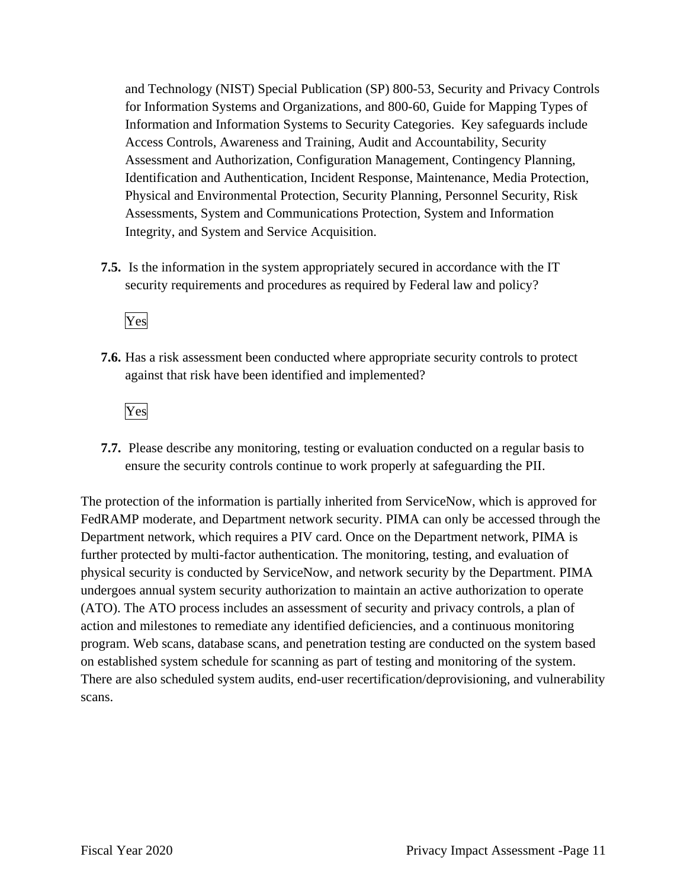and Technology (NIST) Special Publication (SP) 800-53, Security and Privacy Controls for Information Systems and Organizations, and 800-60, Guide for Mapping Types of Information and Information Systems to Security Categories. Key safeguards include Access Controls, Awareness and Training, Audit and Accountability, Security Assessment and Authorization, Configuration Management, Contingency Planning, Identification and Authentication, Incident Response, Maintenance, Media Protection, Physical and Environmental Protection, Security Planning, Personnel Security, Risk Assessments, System and Communications Protection, System and Information Integrity, and System and Service Acquisition.

**7.5.** Is the information in the system appropriately secured in accordance with the IT security requirements and procedures as required by Federal law and policy?

Yes

**7.6.** Has a risk assessment been conducted where appropriate security controls to protect against that risk have been identified and implemented?

Yes

**7.7.** Please describe any monitoring, testing or evaluation conducted on a regular basis to ensure the security controls continue to work properly at safeguarding the PII.

The protection of the information is partially inherited from ServiceNow, which is approved for FedRAMP moderate, and Department network security. PIMA can only be accessed through the Department network, which requires a PIV card. Once on the Department network, PIMA is further protected by multi-factor authentication. The monitoring, testing, and evaluation of physical security is conducted by ServiceNow, and network security by the Department. PIMA undergoes annual system security authorization to maintain an active authorization to operate (ATO). The ATO process includes an assessment of security and privacy controls, a plan of action and milestones to remediate any identified deficiencies, and a continuous monitoring program. Web scans, database scans, and penetration testing are conducted on the system based on established system schedule for scanning as part of testing and monitoring of the system. There are also scheduled system audits, end-user recertification/deprovisioning, and vulnerability scans.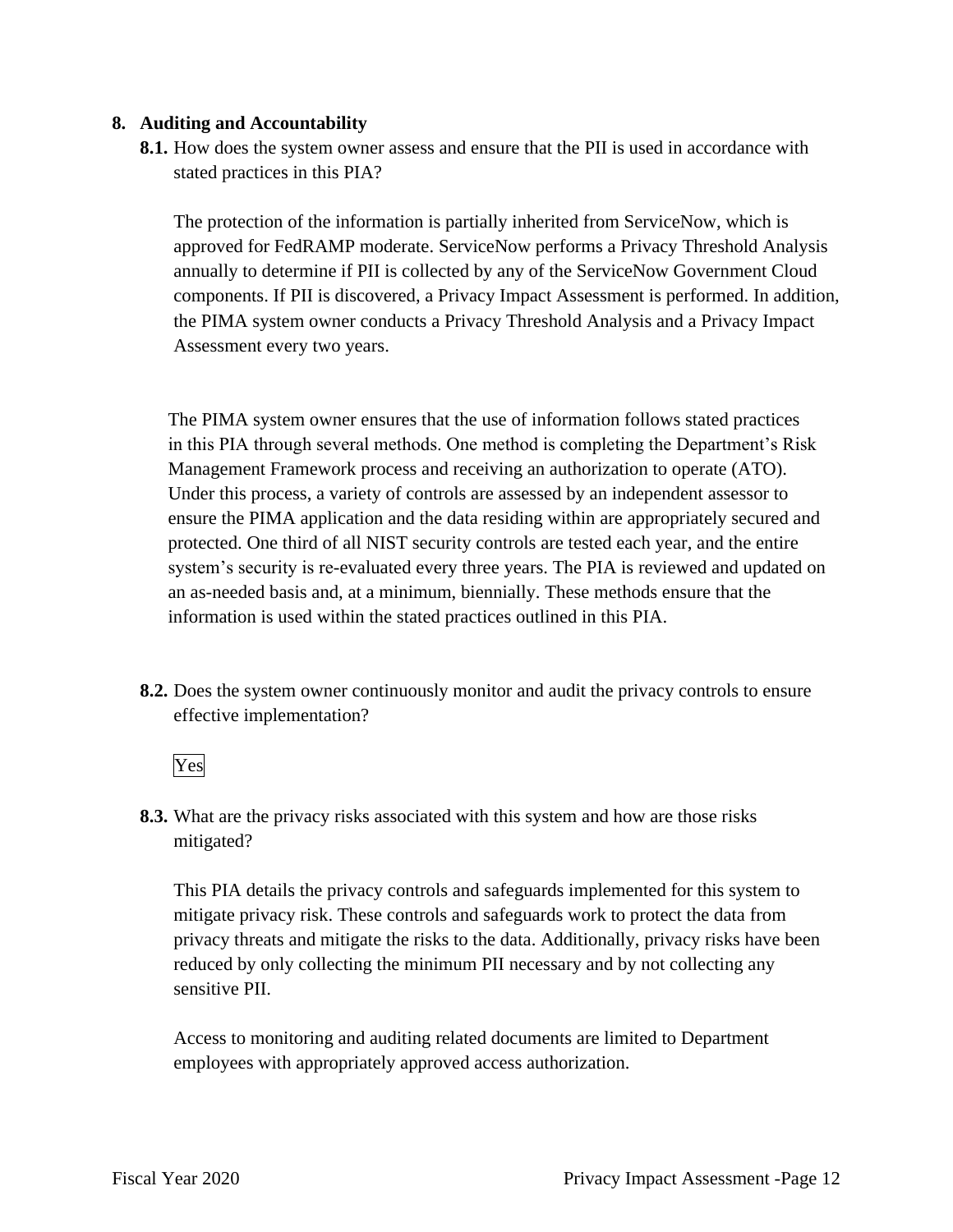## 8. Auditing and Accountability

**8.1.** How does the system owner assess and ensure that the PII is used in accordance with stated practices in this PIA?

The protection of the information is partially inherited from ServiceNow, which is approved for FedRAMP moderate. ServiceNow performs a Privacy Threshold Analysis annually to determine if PII is collected by any of the ServiceNow Government Cloud components. If PII is discovered, a Privacy Impact Assessment is performed. In addition, the PIMA system owner conducts a Privacy Threshold Analysis and a Privacy Impact Assessment every two years.

The PIMA system owner ensures that the use of information follows stated practices in this PIA through several methods. One method is completing the Department's Risk Management Framework process and receiving an authorization to operate (ATO). Under this process, a variety of controls are assessed by an independent assessor to ensure the PIMA application and the data residing within are appropriately secured and protected. One third of all NIST security controls are tested each year, and the entire system's security is re-evaluated every three years. The PIA is reviewed and updated on an as-needed basis and, at a minimum, biennially. These methods ensure that the information is used within the stated practices outlined in this PIA.

**8.2.** Does the system owner continuously monitor and audit the privacy controls to ensure effective implementation?

Yes

**8.3.** What are the privacy risks associated with this system and how are those risks mitigated?

This PIA details the privacy controls and safeguards implemented for this system to mitigate privacy risk. These controls and safeguards work to protect the data from privacy threats and mitigate the risks to the data. Additionally, privacy risks have been reduced by only collecting the minimum PII necessary and by not collecting any sensitive PII.

Access to monitoring and auditing related documents are limited to Department employees with appropriately approved access authorization.